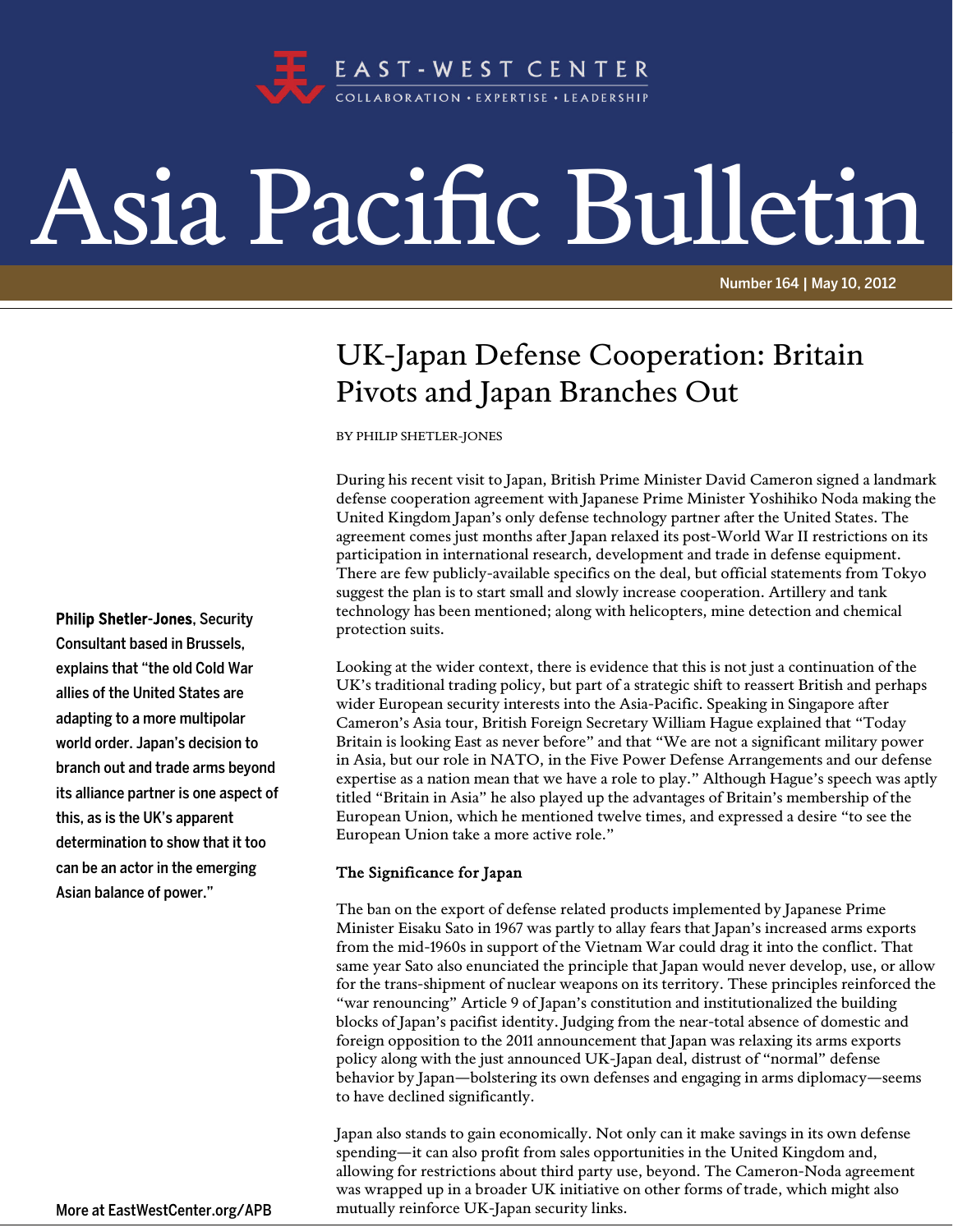EAST-WEST CENTER

COLLABORATION • EXPERTISE • LEADERSHIP

# Asia Pacific Bulletin

Number 164 | May 10, 2012

## UK-Japan Defense Cooperation: Britain Pivots and Japan Branches Out

BY PHILIP SHETLER-JONES

**Philip Shetler-Jones**, Security Consultant based in Brussels, explains that "the old Cold War allies of the United States are adapting to a more multipolar world order. Japan's decision to branch out and trade arms beyond its alliance partner is one aspect of this, as is the UK's apparent determination to show that it too can be an actor in the emerging Asian balance of power."

During his recent visit to Japan, British Prime Minister David Cameron signed a landmark defense cooperation agreement with Japanese Prime Minister Yoshihiko Noda making the United Kingdom Japan's only defense technology partner after the United States. The agreement comes just months after Japan relaxed its post-World War II restrictions on its participation in international research, development and trade in defense equipment. There are few publicly-available specifics on the deal, but official statements from Tokyo suggest the plan is to start small and slowly increase cooperation. Artillery and tank technology has been mentioned; along with helicopters, mine detection and chemical protection suits.

Looking at the wider context, there is evidence that this is not just a continuation of the UK's traditional trading policy, but part of a strategic shift to reassert British and perhaps wider European security interests into the Asia-Pacific. Speaking in Singapore after Cameron's Asia tour, British Foreign Secretary William Hague explained that "Today Britain is looking East as never before" and that "We are not a significant military power in Asia, but our role in NATO, in the Five Power Defense Arrangements and our defense expertise as a nation mean that we have a role to play." Although Hague's speech was aptly titled "Britain in Asia" he also played up the advantages of Britain's membership of the European Union, which he mentioned twelve times, and expressed a desire "to see the European Union take a more active role."

### The Significance for Japan

The ban on the export of defense related products implemented by Japanese Prime Minister Eisaku Sato in 1967 was partly to allay fears that Japan's increased arms exports from the mid-1960s in support of the Vietnam War could drag it into the conflict. That same year Sato also enunciated the principle that Japan would never develop, use, or allow for the trans-shipment of nuclear weapons on its territory. These principles reinforced the "war renouncing" Article 9 of Japan's constitution and institutionalized the building blocks of Japan's pacifist identity. Judging from the near-total absence of domestic and foreign opposition to the 2011 announcement that Japan was relaxing its arms exports policy along with the just announced UK-Japan deal, distrust of "normal" defense behavior by Japan—bolstering its own defenses and engaging in arms diplomacy—seems to have declined significantly.

Japan also stands to gain economically. Not only can it make savings in its own defense spending—it can also profit from sales opportunities in the United Kingdom and, allowing for restrictions about third party use, beyond. The Cameron-Noda agreement was wrapped up in a broader UK initiative on other forms of trade, which might also mutually reinforce UK-Japan security links.

More at EastWestCenter.org/APB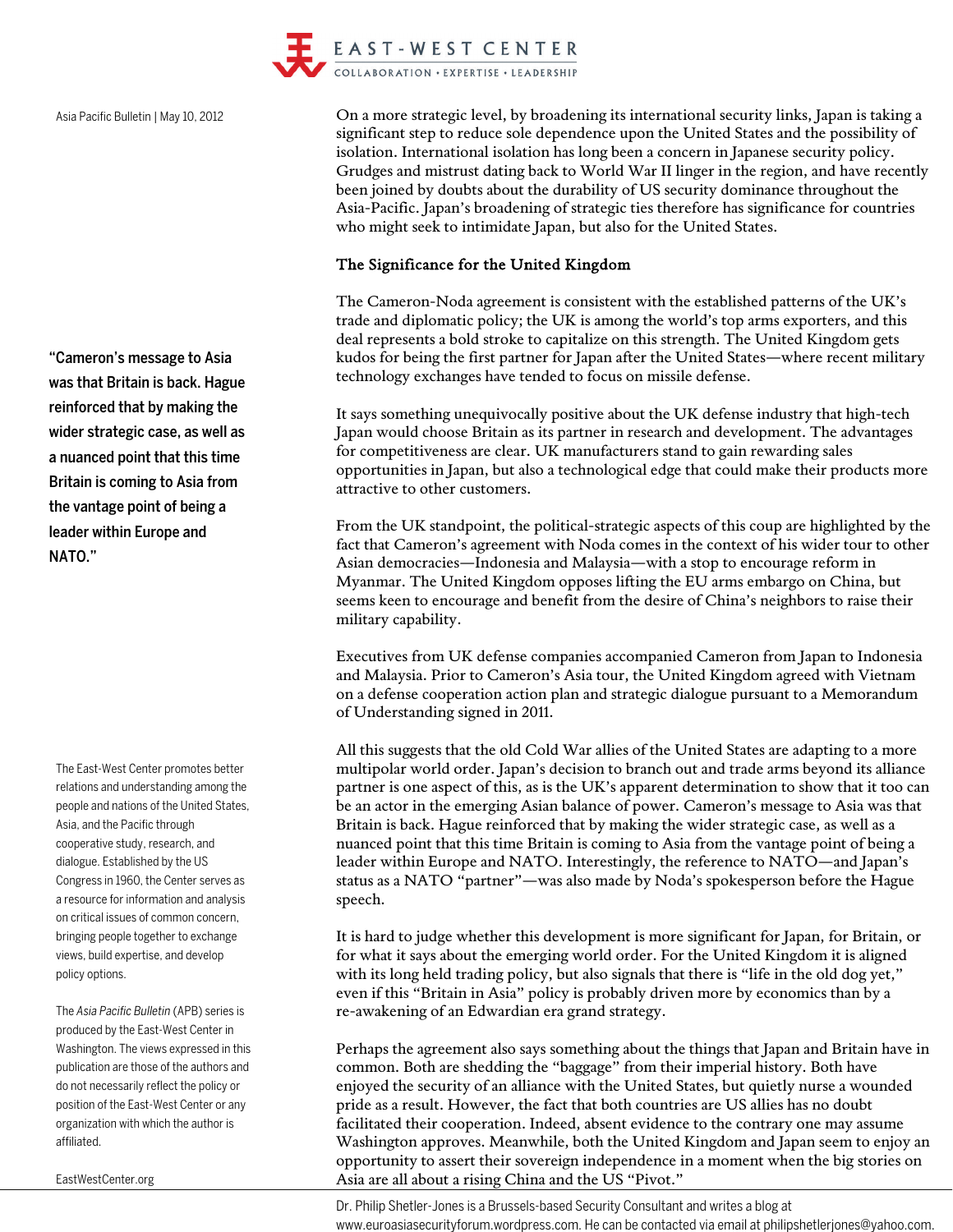On a more strategic level, by broadening its international security links, Japan is taking a significant step to reduce sole dependence upon the United States and the possibility of isolation. International isolation has long been a concern in Japanese security policy. Grudges and mistrust dating back to World War II linger in the region, and have recently been joined by doubts about the durability of US security dominance throughout the Asia-Pacific. Japan's broadening of strategic ties therefore has significance for countries who might seek to intimidate Japan, but also for the United States.

### The Significance for the United Kingdom

The Cameron-Noda agreement is consistent with the established patterns of the UK's trade and diplomatic policy; the UK is among the world's top arms exporters, and this deal represents a bold stroke to capitalize on this strength. The United Kingdom gets kudos for being the first partner for Japan after the United States—where recent military technology exchanges have tended to focus on missile defense.

It says something unequivocally positive about the UK defense industry that high-tech Japan would choose Britain as its partner in research and development. The advantages for competitiveness are clear. UK manufacturers stand to gain rewarding sales opportunities in Japan, but also a technological edge that could make their products more attractive to other customers.

From the UK standpoint, the political-strategic aspects of this coup are highlighted by the fact that Cameron's agreement with Noda comes in the context of his wider tour to other Asian democracies—Indonesia and Malaysia—with a stop to encourage reform in Myanmar. The United Kingdom opposes lifting the EU arms embargo on China, but seems keen to encourage and benefit from the desire of China's neighbors to raise their military capability.

Executives from UK defense companies accompanied Cameron from Japan to Indonesia and Malaysia. Prior to Cameron's Asia tour, the United Kingdom agreed with Vietnam on a defense cooperation action plan and strategic dialogue pursuant to a Memorandum of Understanding signed in 2011.

All this suggests that the old Cold War allies of the United States are adapting to a more multipolar world order. Japan's decision to branch out and trade arms beyond its alliance partner is one aspect of this, as is the UK's apparent determination to show that it too can be an actor in the emerging Asian balance of power. Cameron's message to Asia was that Britain is back. Hague reinforced that by making the wider strategic case, as well as a nuanced point that this time Britain is coming to Asia from the vantage point of being a leader within Europe and NATO. Interestingly, the reference to NATO—and Japan's status as a NATO "partner"—was also made by Noda's spokesperson before the Hague speech.

> "Cameron's message to Asia was that Britain is back. Hague reinforced that by making the wider strategic case, as well as a nuanced point that this time Britain is coming to Asia from the vantage point of being a leader within Europe and NATO."

It is hard to judge whether this development is more significant for Japan, for Britain, or for what it says about the emerging world order. For the United Kingdom it is aligned with its long held trading policy, but also signals that there is "life in the old dog yet," even if this "Britain in Asia" policy is probably driven more by economics than by a re-awakening of an Edwardian era grand strategy.

Perhaps the agreement also says something about the things that Japan and Britain have in common. Both are shedding the "baggage" from their imperial history. Both have enjoyed the security of an alliance with the United States, but quietly nurse a wounded pride as a result. However, the fact that both countries are US allies has no doubt facilitated their cooperation. Indeed, absent evidence to the contrary one may assume Washington approves. Meanwhile, both the United Kingdom and Japan seem to enjoy an opportunity to assert their sovereign independence in a moment when the big stories on Asia are all about a rising China and the US "Pivot."

Dr. Philip Shetler-Jones is a Brussels-based Security Consultant and writes a blog at www.euroasiasecurityforum.wordpress.com. He can be contacted via email at philipshetlerjones@yahoo.com.

The East-West Center promotes better relations and understanding among the people and nations of the United States, Asia, and the Pacific through cooperative study, research, and dialogue. Established by the US Congress in 1960, the Center serves as a resource for information and analysis on critical issues of common concern, bringing people together to exchange views, build expertise, and develop policy options.

The *Asia Pacific Bulletin* (APB) series is produced by the East-West Center in Washington. The views expressed in this publication are those of the authors and do not necessarily reflect the policy or position of the East-West Center or any organization with which the author is affiliated.

EastWestCenter.org